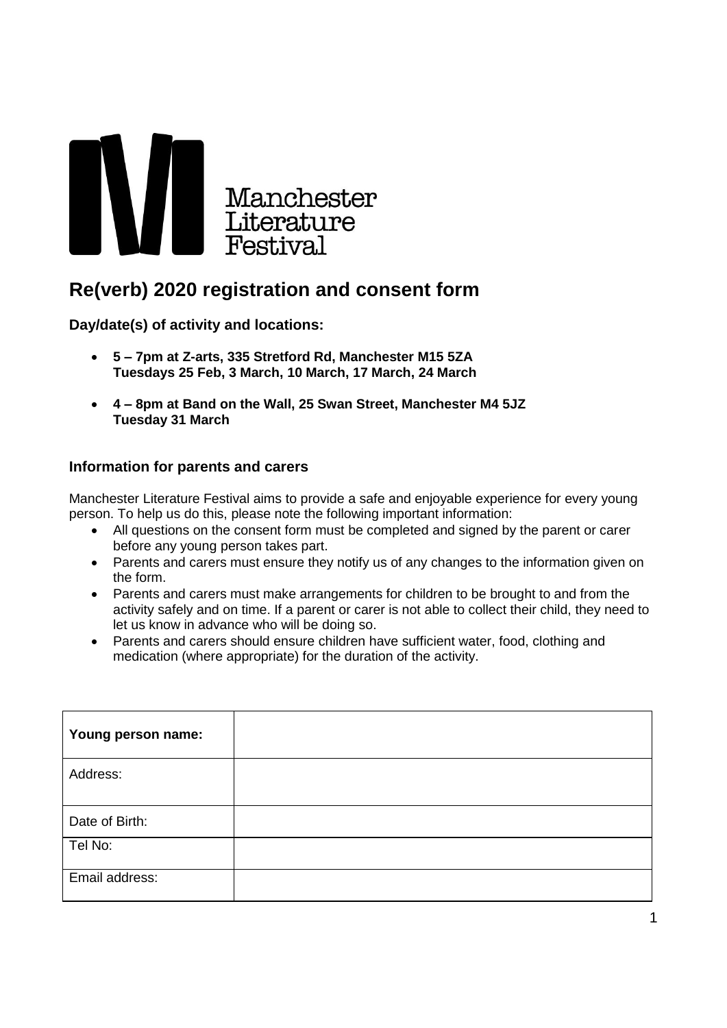Manchester Literature Festival

# Re(verb) 2020 registration and consent form

**Day/date(s) of activity and locations:**

- **5 – 7pm at Z-arts, 335 Stretford Rd, Manchester M15 5ZA**
  **Tuesdays 25 Feb, 3 March, 10 March, 17 March, 24 March**
- **4 – 8pm at Band on the Wall, 25 Swan Street, Manchester M4 5JZ**
  **Tuesday 31 March**

### Information for parents and carers

Manchester Literature Festival aims to provide a safe and enjoyable experience for every young person. To help us do this, please note the following important information:

- All questions on the consent form must be completed and signed by the parent or carer before any young person takes part.
- Parents and carers must ensure they notify us of any changes to the information given on the form.
- Parents and carers must make arrangements for children to be brought to and from the activity safely and on time. If a parent or carer is not able to collect their child, they need to let us know in advance who will be doing so.
- Parents and carers should ensure children have sufficient water, food, clothing and medication (where appropriate) for the duration of the activity.

| **Young person name:** | |
|---|---|
| Address: | |
| Date of Birth: | |
| Tel No: | |
| Email address: | |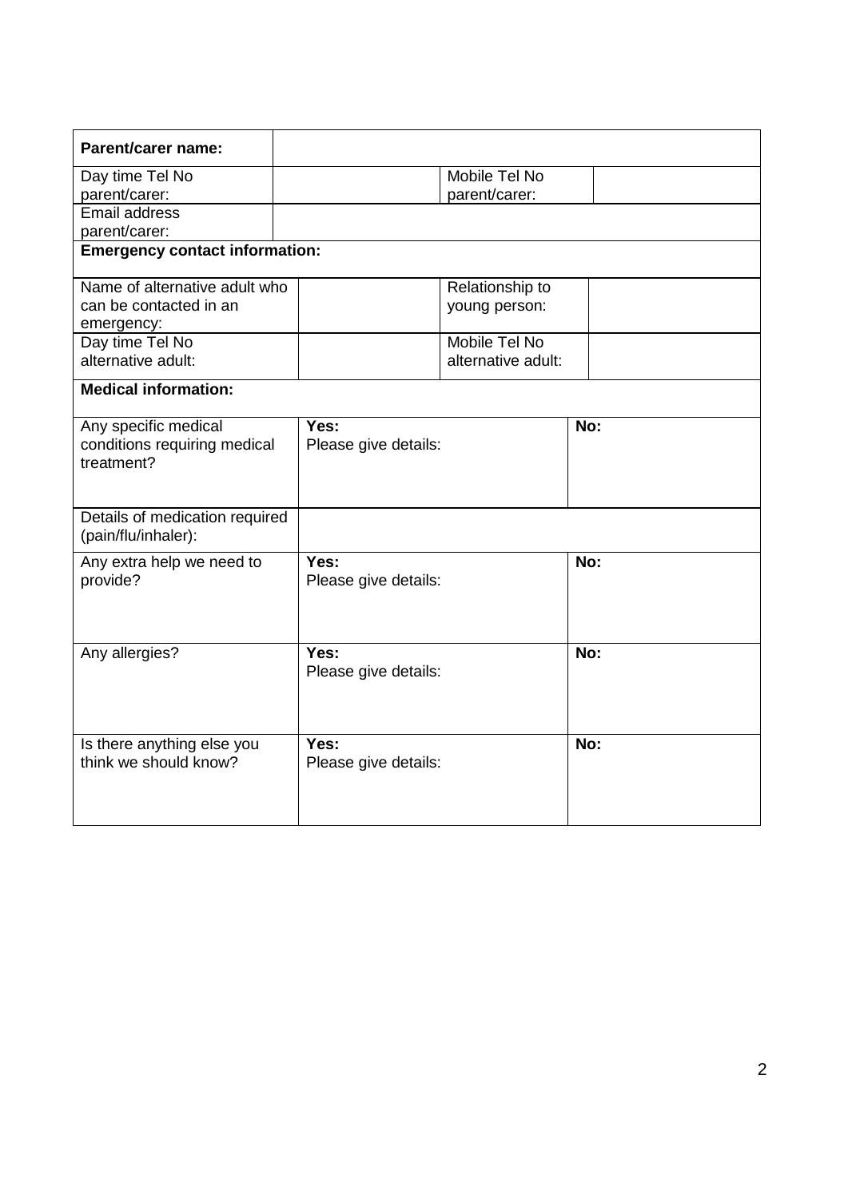| **Parent/carer name:** | | | |
| --- | --- | --- | --- |
| Day time Tel No parent/carer: | | Mobile Tel No parent/carer: | |
| Email address parent/carer: | | | |
| **Emergency contact information:** | | | |
| Name of alternative adult who can be contacted in an emergency: | | Relationship to young person: | |
| Day time Tel No alternative adult: | | Mobile Tel No alternative adult: | |
| **Medical information:** | | | |
| Any specific medical conditions requiring medical treatment? | **Yes:** Please give details: | | **No:** |
| Details of medication required (pain/flu/inhaler): | | | |
| Any extra help we need to provide? | **Yes:** Please give details: | | **No:** |
| Any allergies? | **Yes:** Please give details: | | **No:** |
| Is there anything else you think we should know? | **Yes:** Please give details: | | **No:** |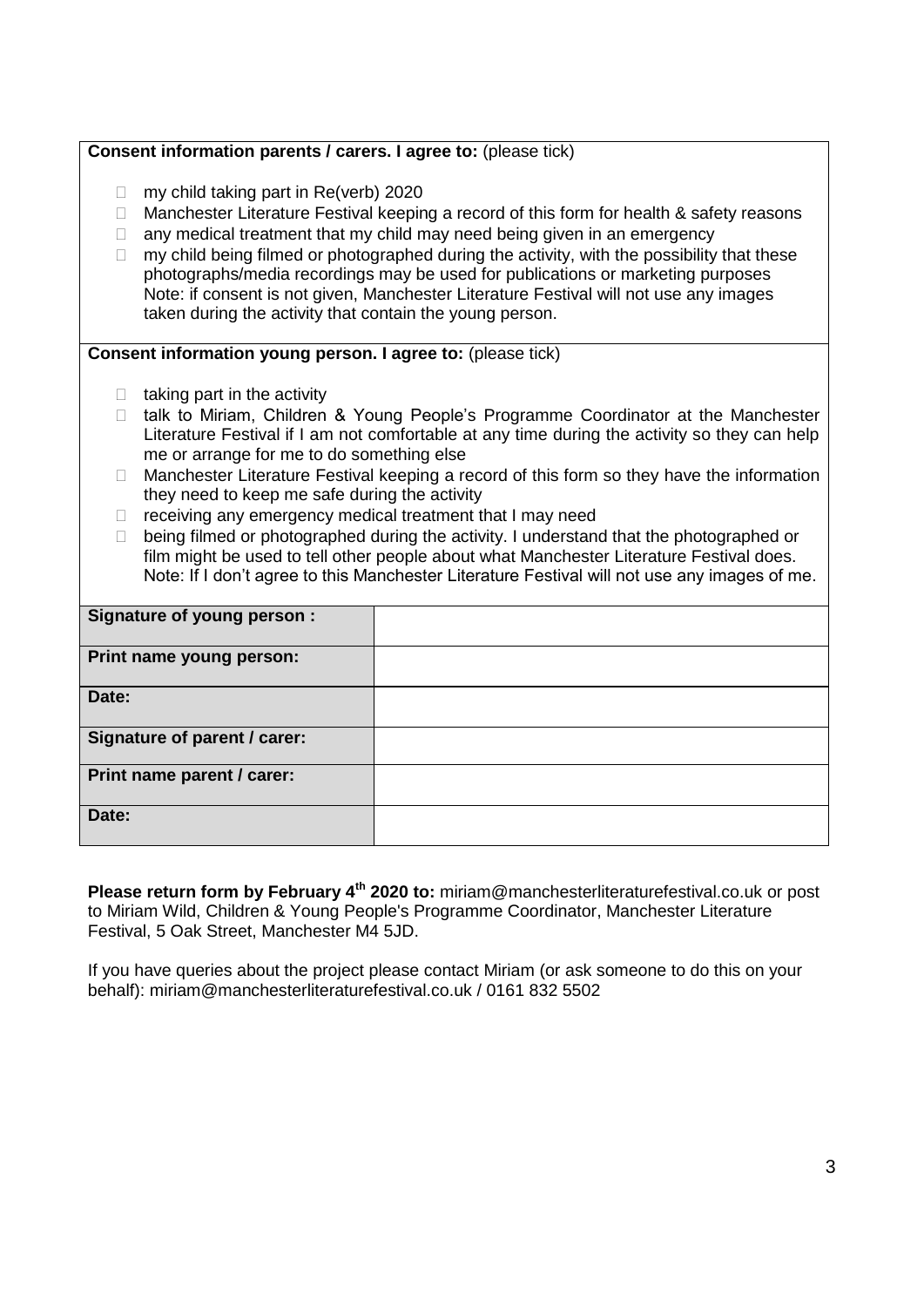**Consent information parents / carers. I agree to:** (please tick)

- ☐ my child taking part in Re(verb) 2020
- ☐ Manchester Literature Festival keeping a record of this form for health & safety reasons
- ☐ any medical treatment that my child may need being given in an emergency
- ☐ my child being filmed or photographed during the activity, with the possibility that these photographs/media recordings may be used for publications or marketing purposes
  Note: if consent is not given, Manchester Literature Festival will not use any images taken during the activity that contain the young person.

**Consent information young person. I agree to:** (please tick)

- ☐ taking part in the activity
- ☐ talk to Miriam, Children & Young People's Programme Coordinator at the Manchester Literature Festival if I am not comfortable at any time during the activity so they can help me or arrange for me to do something else
- ☐ Manchester Literature Festival keeping a record of this form so they have the information they need to keep me safe during the activity
- ☐ receiving any emergency medical treatment that I may need
- ☐ being filmed or photographed during the activity. I understand that the photographed or film might be used to tell other people about what Manchester Literature Festival does.
  Note: If I don't agree to this Manchester Literature Festival will not use any images of me.

| | |
|---|---|
| **Signature of young person :** | |
| **Print name young person:** | |
| **Date:** | |
| **Signature of parent / carer:** | |
| **Print name parent / carer:** | |
| **Date:** | |

**Please return form by February 4th 2020 to:** miriam@manchesterliteraturefestival.co.uk or post to Miriam Wild, Children & Young People's Programme Coordinator, Manchester Literature Festival, 5 Oak Street, Manchester M4 5JD.

If you have queries about the project please contact Miriam (or ask someone to do this on your behalf): miriam@manchesterliteraturefestival.co.uk / 0161 832 5502